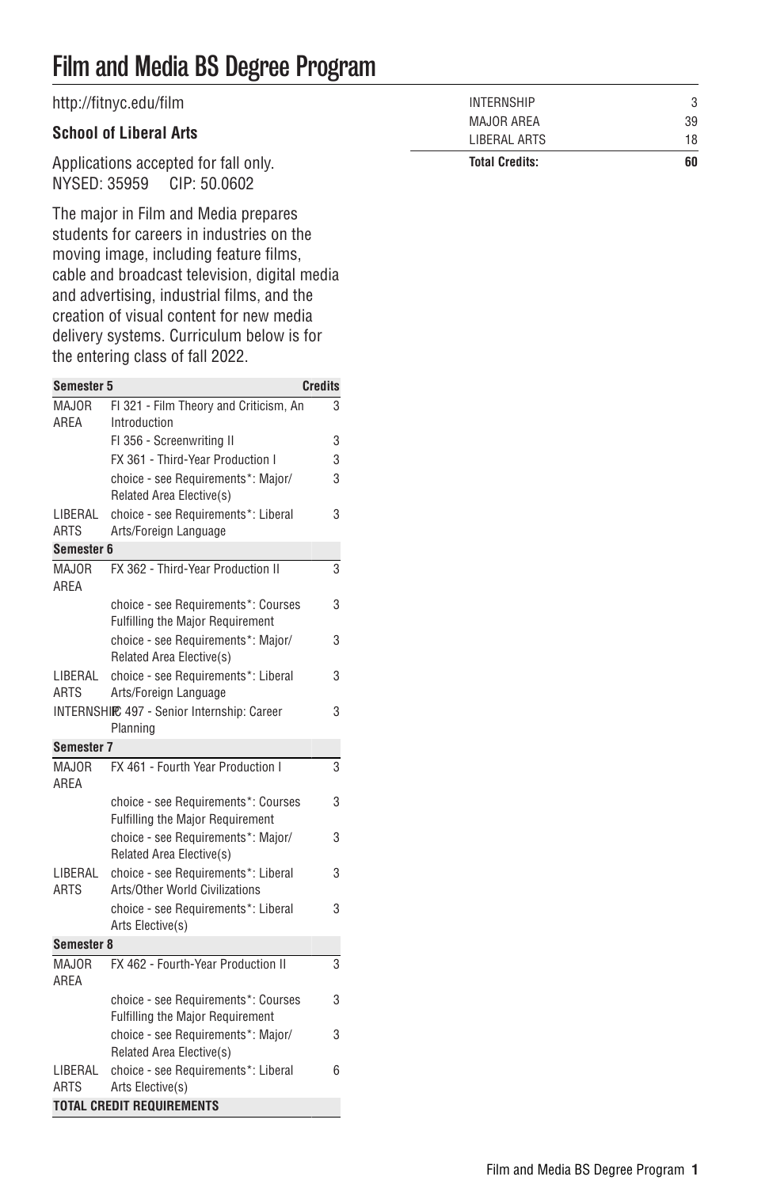# Film and Media BS Degree Program

http://fitnyc.edu/film

**School of Liberal Arts**

Applications accepted for fall only.
NYSED: 35959 CIP: 50.0602

The major in Film and Media prepares students for careers in industries on the moving image, including feature films, cable and broadcast television, digital media and advertising, industrial films, and the creation of visual content for new media delivery systems. Curriculum below is for the entering class of fall 2022.

| Semester 5 | | Credits |
|---|---|---|
| MAJOR AREA | FI 321 - Film Theory and Criticism, An Introduction | 3 |
| | FI 356 - Screenwriting II | 3 |
| | FX 361 - Third-Year Production I | 3 |
| | choice - see Requirements*: Major/ Related Area Elective(s) | 3 |
| LIBERAL ARTS | choice - see Requirements*: Liberal Arts/Foreign Language | 3 |
| **Semester 6** | | |
| MAJOR AREA | FX 362 - Third-Year Production II | 3 |
| | choice - see Requirements*: Courses Fulfilling the Major Requirement | 3 |
| | choice - see Requirements*: Major/ Related Area Elective(s) | 3 |
| LIBERAL ARTS | choice - see Requirements*: Liberal Arts/Foreign Language | 3 |
| INTERNSHIP | IC 497 - Senior Internship: Career Planning | 3 |
| **Semester 7** | | |
| MAJOR AREA | FX 461 - Fourth Year Production I | 3 |
| | choice - see Requirements*: Courses Fulfilling the Major Requirement | 3 |
| | choice - see Requirements*: Major/ Related Area Elective(s) | 3 |
| LIBERAL ARTS | choice - see Requirements*: Liberal Arts/Other World Civilizations | 3 |
| | choice - see Requirements*: Liberal Arts Elective(s) | 3 |
| **Semester 8** | | |
| MAJOR AREA | FX 462 - Fourth-Year Production II | 3 |
| | choice - see Requirements*: Courses Fulfilling the Major Requirement | 3 |
| | choice - see Requirements*: Major/ Related Area Elective(s) | 3 |
| LIBERAL ARTS | choice - see Requirements*: Liberal Arts Elective(s) | 6 |
| **TOTAL CREDIT REQUIREMENTS** | | |

| | |
|---|---|
| INTERNSHIP | 3 |
| MAJOR AREA | 39 |
| LIBERAL ARTS | 18 |
| **Total Credits:** | **60** |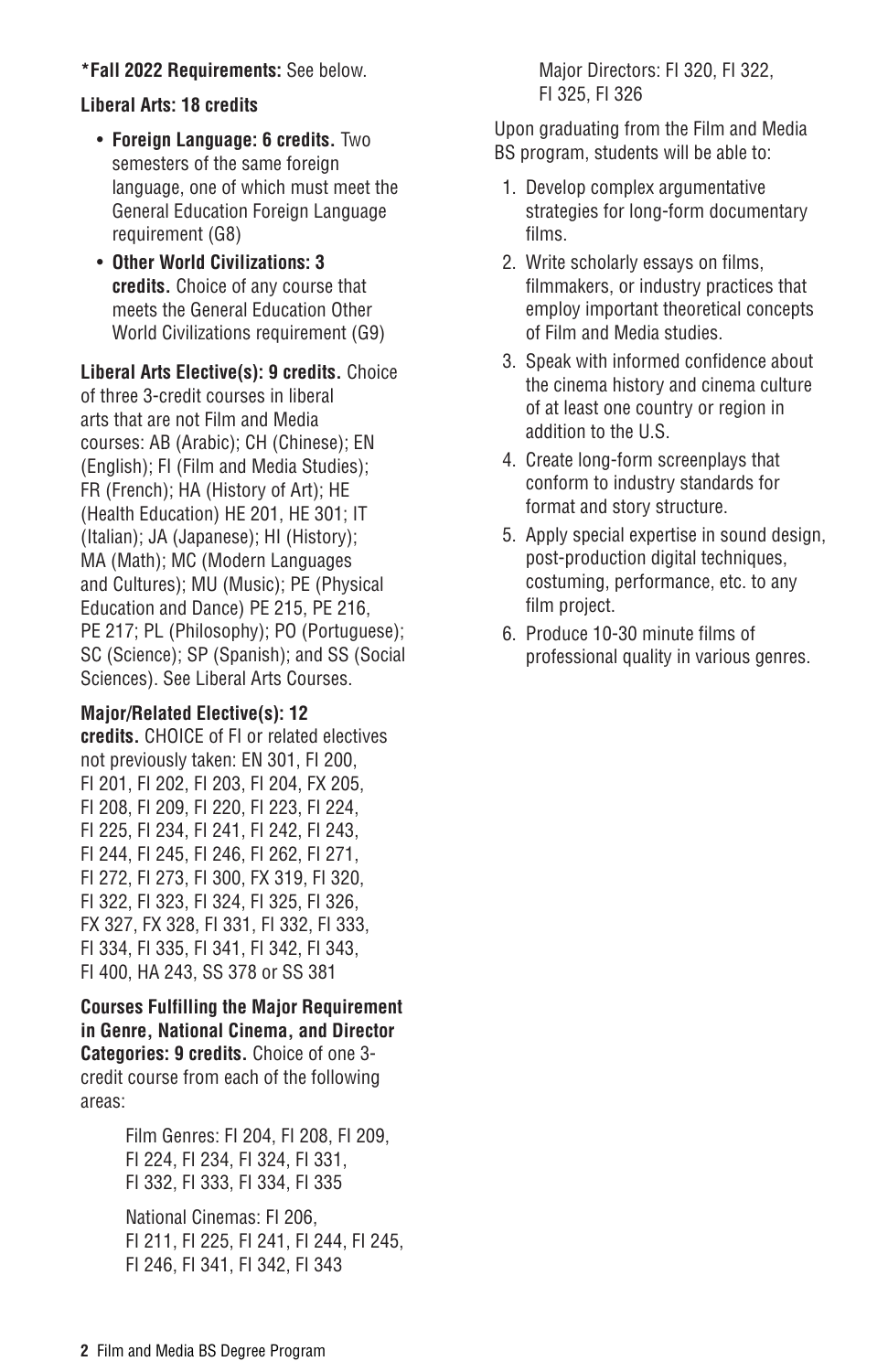**\*Fall 2022 Requirements:** See below.

**Liberal Arts: 18 credits**

- **Foreign Language: 6 credits.** Two semesters of the same foreign language, one of which must meet the General Education Foreign Language requirement (G8)
- **Other World Civilizations: 3 credits.** Choice of any course that meets the General Education Other World Civilizations requirement (G9)

**Liberal Arts Elective(s): 9 credits.** Choice of three 3-credit courses in liberal arts that are not Film and Media courses: AB (Arabic); CH (Chinese); EN (English); FI (Film and Media Studies); FR (French); HA (History of Art); HE (Health Education) HE 201, HE 301; IT (Italian); JA (Japanese); HI (History); MA (Math); MC (Modern Languages and Cultures); MU (Music); PE (Physical Education and Dance) PE 215, PE 216, PE 217; PL (Philosophy); PO (Portuguese); SC (Science); SP (Spanish); and SS (Social Sciences). See Liberal Arts Courses.

**Major/Related Elective(s): 12 credits.** CHOICE of FI or related electives not previously taken: EN 301, FI 200, FI 201, FI 202, FI 203, FI 204, FX 205, FI 208, FI 209, FI 220, FI 223, FI 224, FI 225, FI 234, FI 241, FI 242, FI 243, FI 244, FI 245, FI 246, FI 262, FI 271, FI 272, FI 273, FI 300, FX 319, FI 320, FI 322, FI 323, FI 324, FI 325, FI 326, FX 327, FX 328, FI 331, FI 332, FI 333, FI 334, FI 335, FI 341, FI 342, FI 343, FI 400, HA 243, SS 378 or SS 381

**Courses Fulfilling the Major Requirement in Genre, National Cinema, and Director Categories: 9 credits.** Choice of one 3-credit course from each of the following areas:

Film Genres: FI 204, FI 208, FI 209, FI 224, FI 234, FI 324, FI 331, FI 332, FI 333, FI 334, FI 335

National Cinemas: FI 206, FI 211, FI 225, FI 241, FI 244, FI 245, FI 246, FI 341, FI 342, FI 343

Major Directors: FI 320, FI 322, FI 325, FI 326

Upon graduating from the Film and Media BS program, students will be able to:

1. Develop complex argumentative strategies for long-form documentary films.
2. Write scholarly essays on films, filmmakers, or industry practices that employ important theoretical concepts of Film and Media studies.
3. Speak with informed confidence about the cinema history and cinema culture of at least one country or region in addition to the U.S.
4. Create long-form screenplays that conform to industry standards for format and story structure.
5. Apply special expertise in sound design, post-production digital techniques, costuming, performance, etc. to any film project.
6. Produce 10-30 minute films of professional quality in various genres.